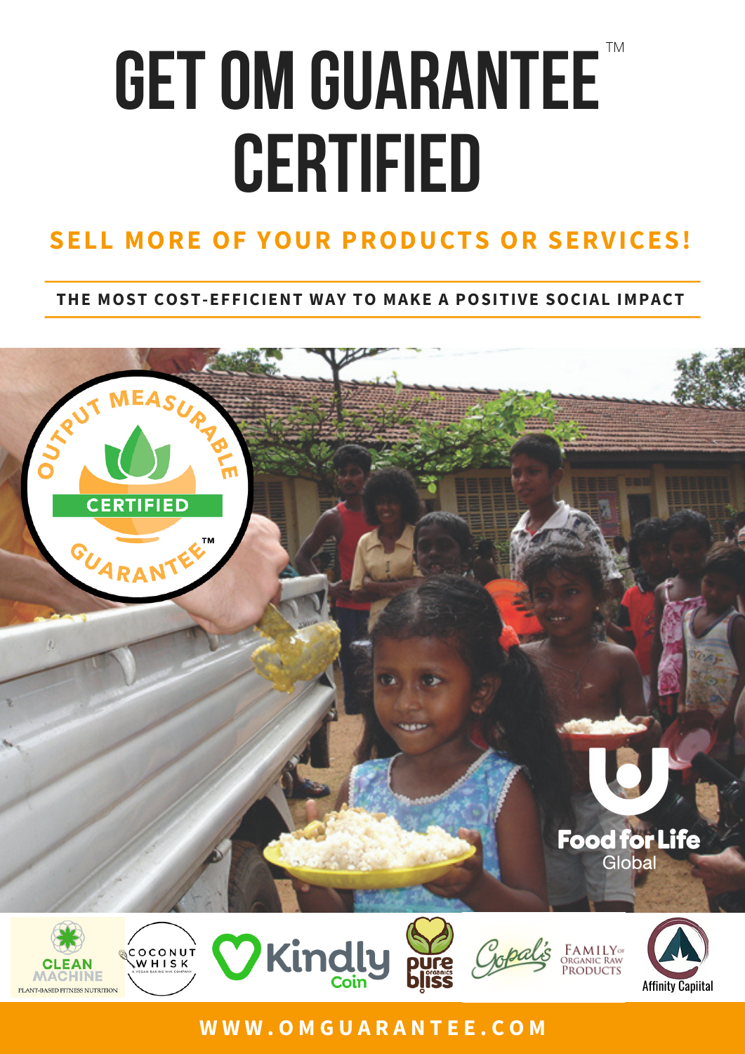# GET OM GUARANTEE™ CERTIFIED

## SELL MORE OF YOUR PRODUCTS OR SERVICES!

**THE MOST COST-EFFICIENT WAY TO MAKE A POSITIVE SOCIAL IMPACT**

OUTPUT MEASURABLE CERTIFIED GUARANTEE™

Food for Life Global

CLEAN MACHINE PLANT-BASED FITNESS NUTRITION

COCONUT WHISK A VEGAN BAKING MIX COMPANY

Kindly Coin

pure bliss organics

Gopal's FAMILY of ORGANIC RAW PRODUCTS

Affinity Capiital

**WWW.OMGUARANTEE.COM**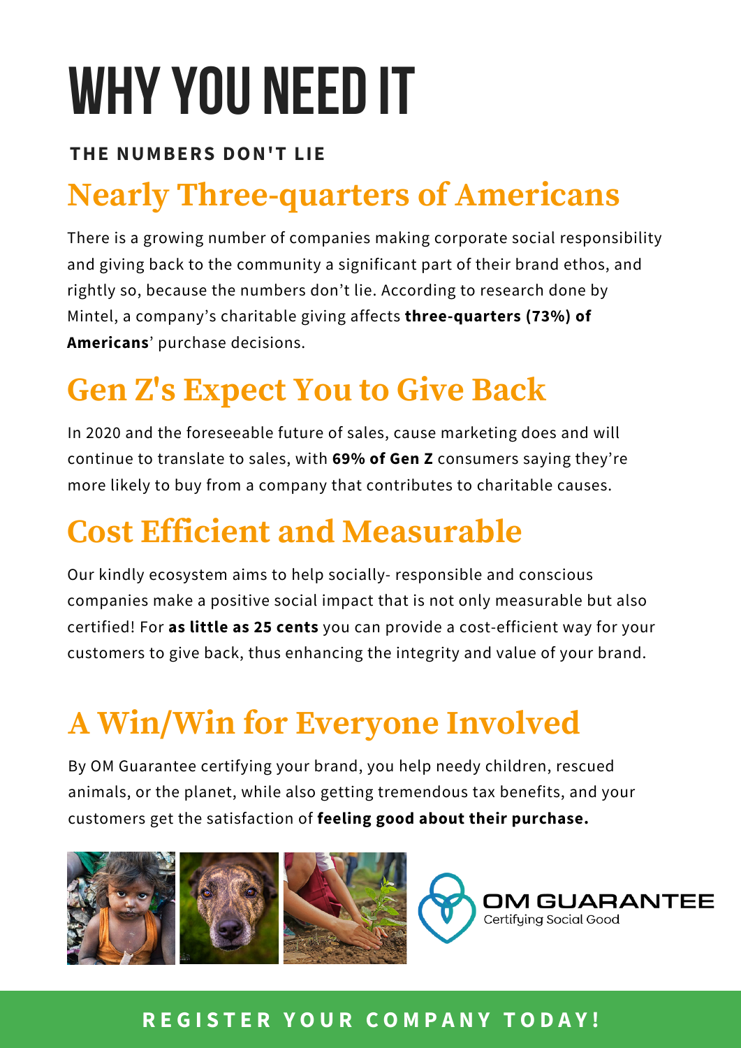# WHY YOU NEED IT

**THE NUMBERS DON'T LIE**

## Nearly Three-quarters of Americans

There is a growing number of companies making corporate social responsibility and giving back to the community a significant part of their brand ethos, and rightly so, because the numbers don't lie. According to research done by Mintel, a company's charitable giving affects **three-quarters (73%) of Americans**' purchase decisions.

## Gen Z's Expect You to Give Back

In 2020 and the foreseeable future of sales, cause marketing does and will continue to translate to sales, with **69% of Gen Z** consumers saying they're more likely to buy from a company that contributes to charitable causes.

## Cost Efficient and Measurable

Our kindly ecosystem aims to help socially- responsible and conscious companies make a positive social impact that is not only measurable but also certified! For **as little as 25 cents** you can provide a cost-efficient way for your customers to give back, thus enhancing the integrity and value of your brand.

## A Win/Win for Everyone Involved

By OM Guarantee certifying your brand, you help needy children, rescued animals, or the planet, while also getting tremendous tax benefits, and your customers get the satisfaction of **feeling good about their purchase.**

OM GUARANTEE
Certifying Social Good

**REGISTER YOUR COMPANY TODAY!**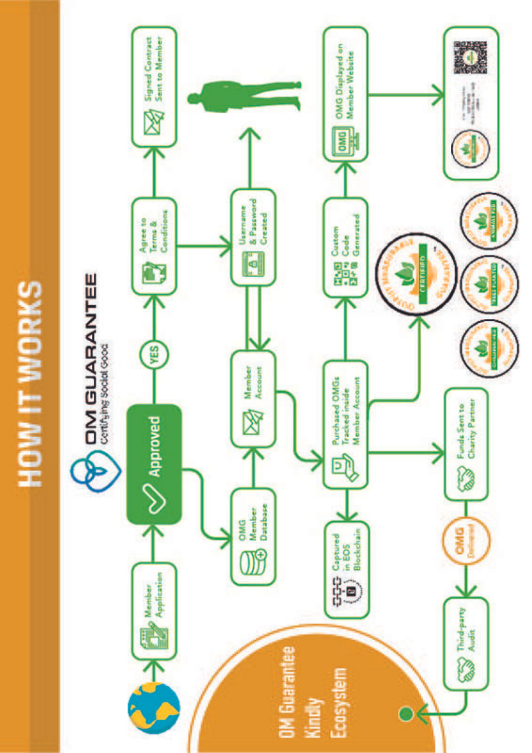# HOW IT WORKS

**OM GUARANTEE**
Certifying Social Good

- Member Application
- Approved
- YES
- Agree to Terms & Conditions
- Signed Contract Sent to Member
- OMG Member Database
- Member Account
- Username & Password Created
- Purchased OMGs Tracked inside Member Account
- Custom Code Generated
- OMG Displayed on Member Website
- Captured in EOS Blockchain
- Funds Sent to Charity Partner
- OMG Delivered
- Third-party Audit

OM Guarantee Kindly Ecosystem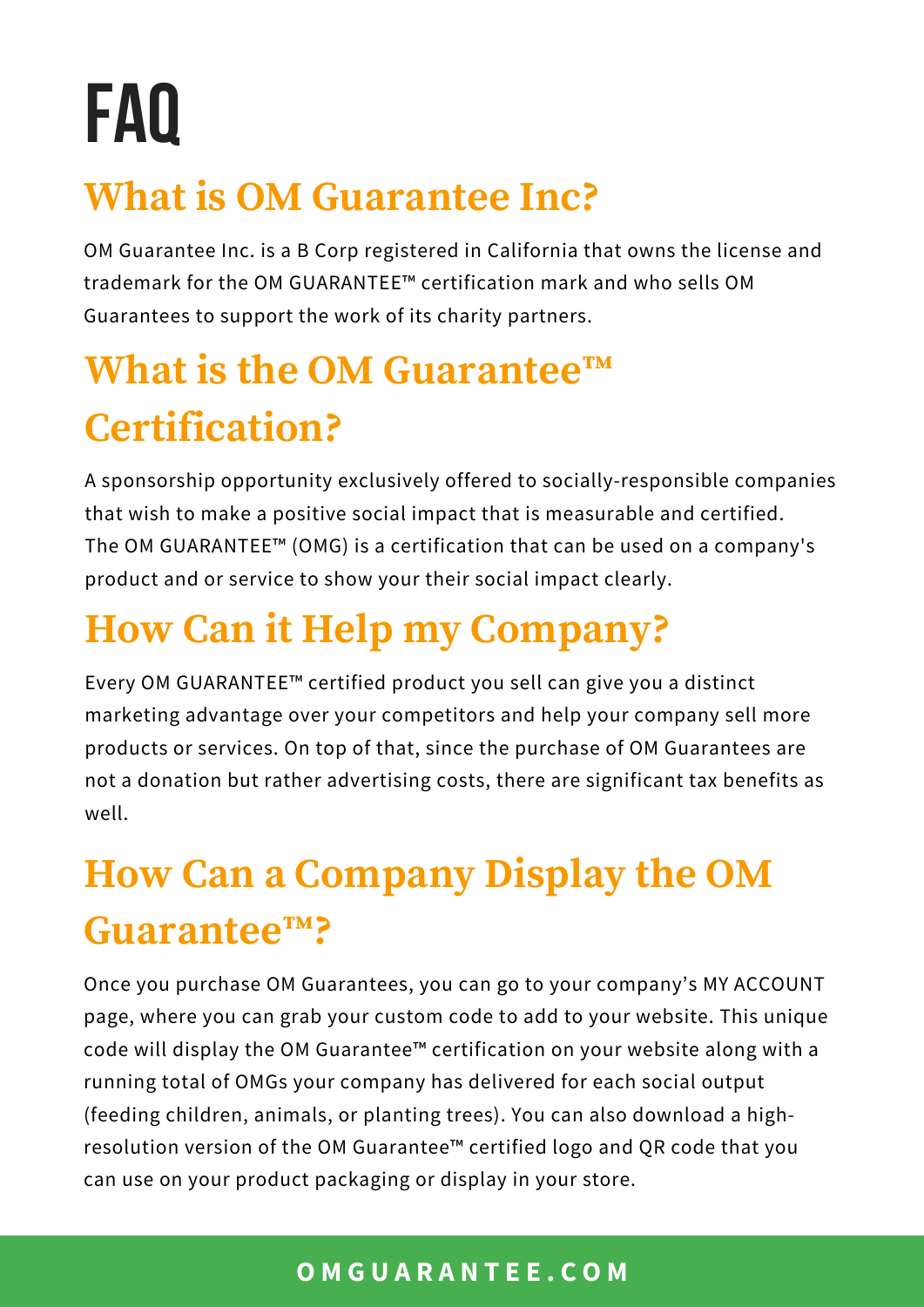# FAQ

## What is OM Guarantee Inc?

OM Guarantee Inc. is a B Corp registered in California that owns the license and trademark for the OM GUARANTEE™ certification mark and who sells OM Guarantees to support the work of its charity partners.

## What is the OM Guarantee™ Certification?

A sponsorship opportunity exclusively offered to socially-responsible companies that wish to make a positive social impact that is measurable and certified. The OM GUARANTEE™ (OMG) is a certification that can be used on a company's product and or service to show your their social impact clearly.

## How Can it Help my Company?

Every OM GUARANTEE™ certified product you sell can give you a distinct marketing advantage over your competitors and help your company sell more products or services. On top of that, since the purchase of OM Guarantees are not a donation but rather advertising costs, there are significant tax benefits as well.

## How Can a Company Display the OM Guarantee™?

Once you purchase OM Guarantees, you can go to your company's MY ACCOUNT page, where you can grab your custom code to add to your website. This unique code will display the OM Guarantee™ certification on your website along with a running total of OMGs your company has delivered for each social output (feeding children, animals, or planting trees). You can also download a high-resolution version of the OM Guarantee™ certified logo and QR code that you can use on your product packaging or display in your store.

OMGUARANTEE.COM